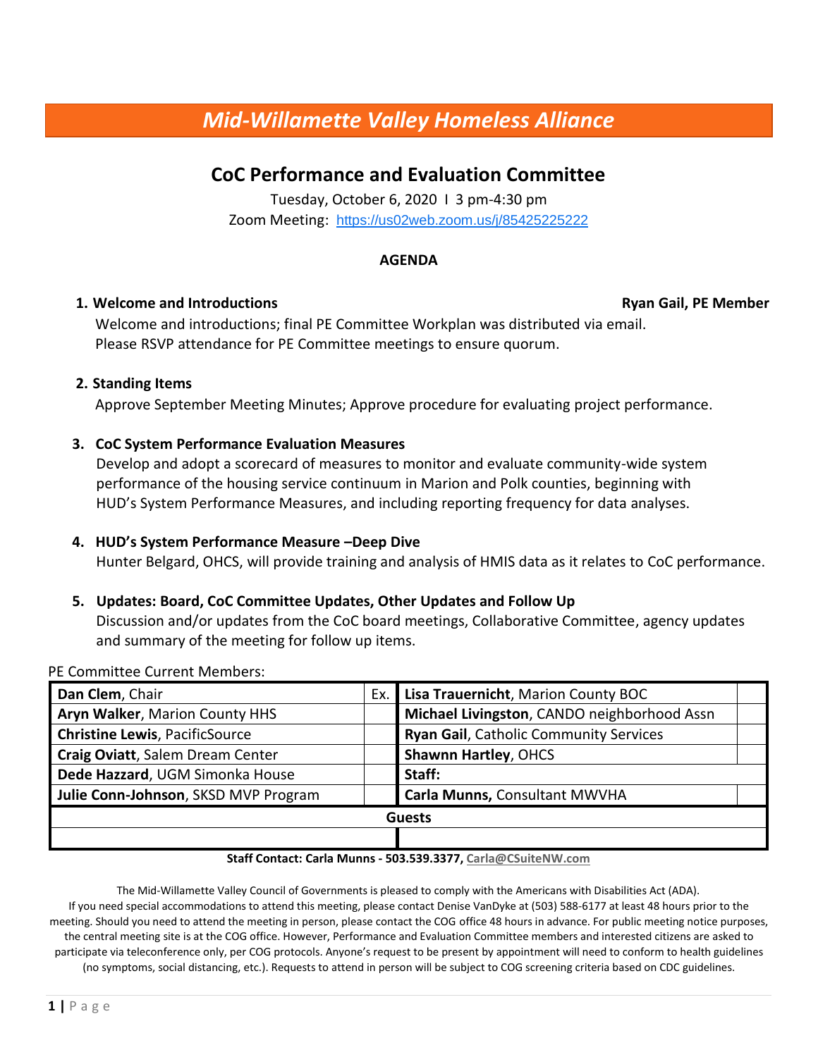# *Mid-Willamette Valley Homeless Alliance*

## CoC Performance and Evaluation Committee

Tuesday, October 6, 2020 I 3 pm-4:30 pm

Zoom Meeting: https://us02web.zoom.us/j/85425225222

**AGENDA**

1. **Welcome and Introductions** **Ryan Gail, PE Member**

   Welcome and introductions; final PE Committee Workplan was distributed via email. Please RSVP attendance for PE Committee meetings to ensure quorum.

2. **Standing Items**

   Approve September Meeting Minutes; Approve procedure for evaluating project performance.

3. **CoC System Performance Evaluation Measures**

   Develop and adopt a scorecard of measures to monitor and evaluate community-wide system performance of the housing service continuum in Marion and Polk counties, beginning with HUD's System Performance Measures, and including reporting frequency for data analyses.

4. **HUD's System Performance Measure –Deep Dive**

   Hunter Belgard, OHCS, will provide training and analysis of HMIS data as it relates to CoC performance.

5. **Updates: Board, CoC Committee Updates, Other Updates and Follow Up**

   Discussion and/or updates from the CoC board meetings, Collaborative Committee, agency updates and summary of the meeting for follow up items.

PE Committee Current Members:

| | Ex. | | |
|---|---|---|---|
| **Dan Clem**, Chair | Ex. | **Lisa Trauernicht**, Marion County BOC | |
| **Aryn Walker**, Marion County HHS | | **Michael Livingston**, CANDO neighborhood Assn | |
| **Christine Lewis**, PacificSource | | **Ryan Gail**, Catholic Community Services | |
| **Craig Oviatt**, Salem Dream Center | | **Shawnn Hartley**, OHCS | |
| **Dede Hazzard**, UGM Simonka House | | **Staff:** | |
| **Julie Conn-Johnson**, SKSD MVP Program | | **Carla Munns,** Consultant MWVHA | |
| **Guests** | | | |
| | | | |

**Staff Contact: Carla Munns - 503.539.3377, Carla@CSuiteNW.com**

The Mid-Willamette Valley Council of Governments is pleased to comply with the Americans with Disabilities Act (ADA). If you need special accommodations to attend this meeting, please contact Denise VanDyke at (503) 588-6177 at least 48 hours prior to the meeting. Should you need to attend the meeting in person, please contact the COG office 48 hours in advance. For public meeting notice purposes, the central meeting site is at the COG office. However, Performance and Evaluation Committee members and interested citizens are asked to participate via teleconference only, per COG protocols. Anyone's request to be present by appointment will need to conform to health guidelines (no symptoms, social distancing, etc.). Requests to attend in person will be subject to COG screening criteria based on CDC guidelines.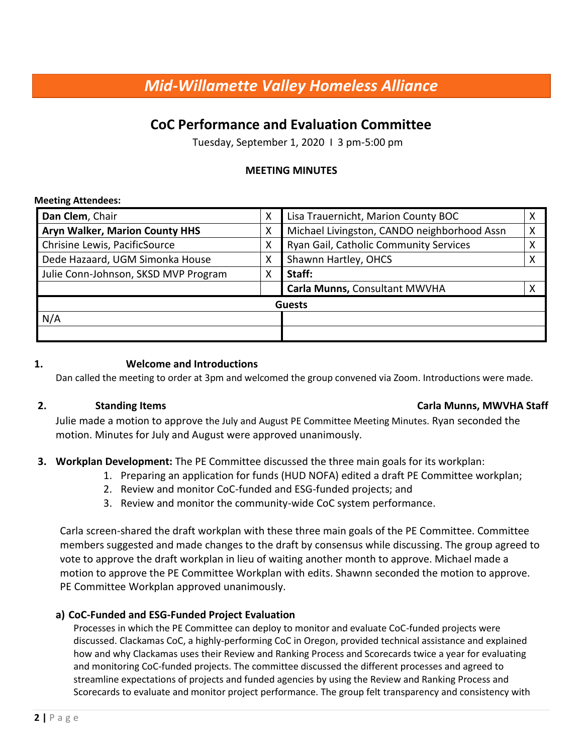# *Mid-Willamette Valley Homeless Alliance*

## CoC Performance and Evaluation Committee

Tuesday, September 1, 2020 I 3 pm-5:00 pm

**MEETING MINUTES**

**Meeting Attendees:**

| | | | |
|---|---|---|---|
| **Dan Clem**, Chair | X | Lisa Trauernicht, Marion County BOC | X |
| **Aryn Walker, Marion County HHS** | X | Michael Livingston, CANDO neighborhood Assn | X |
| Chrisine Lewis, PacificSource | X | Ryan Gail, Catholic Community Services | X |
| Dede Hazaard, UGM Simonka House | X | Shawnn Hartley, OHCS | X |
| Julie Conn-Johnson, SKSD MVP Program | X | **Staff:** | |
| | | **Carla Munns,** Consultant MWVHA | X |
| **Guests** | | | |
| N/A | | | |
| | | | |

**1. Welcome and Introductions**

Dan called the meeting to order at 3pm and welcomed the group convened via Zoom. Introductions were made.

**2. Standing Items** **Carla Munns, MWVHA Staff**

Julie made a motion to approve the July and August PE Committee Meeting Minutes. Ryan seconded the motion. Minutes for July and August were approved unanimously.

**3. Workplan Development:** The PE Committee discussed the three main goals for its workplan:

1. Preparing an application for funds (HUD NOFA) edited a draft PE Committee workplan;
2. Review and monitor CoC-funded and ESG-funded projects; and
3. Review and monitor the community-wide CoC system performance.

Carla screen-shared the draft workplan with these three main goals of the PE Committee. Committee members suggested and made changes to the draft by consensus while discussing. The group agreed to vote to approve the draft workplan in lieu of waiting another month to approve. Michael made a motion to approve the PE Committee Workplan with edits. Shawnn seconded the motion to approve. PE Committee Workplan approved unanimously.

**a) CoC-Funded and ESG-Funded Project Evaluation**

Processes in which the PE Committee can deploy to monitor and evaluate CoC-funded projects were discussed. Clackamas CoC, a highly-performing CoC in Oregon, provided technical assistance and explained how and why Clackamas uses their Review and Ranking Process and Scorecards twice a year for evaluating and monitoring CoC-funded projects. The committee discussed the different processes and agreed to streamline expectations of projects and funded agencies by using the Review and Ranking Process and Scorecards to evaluate and monitor project performance. The group felt transparency and consistency with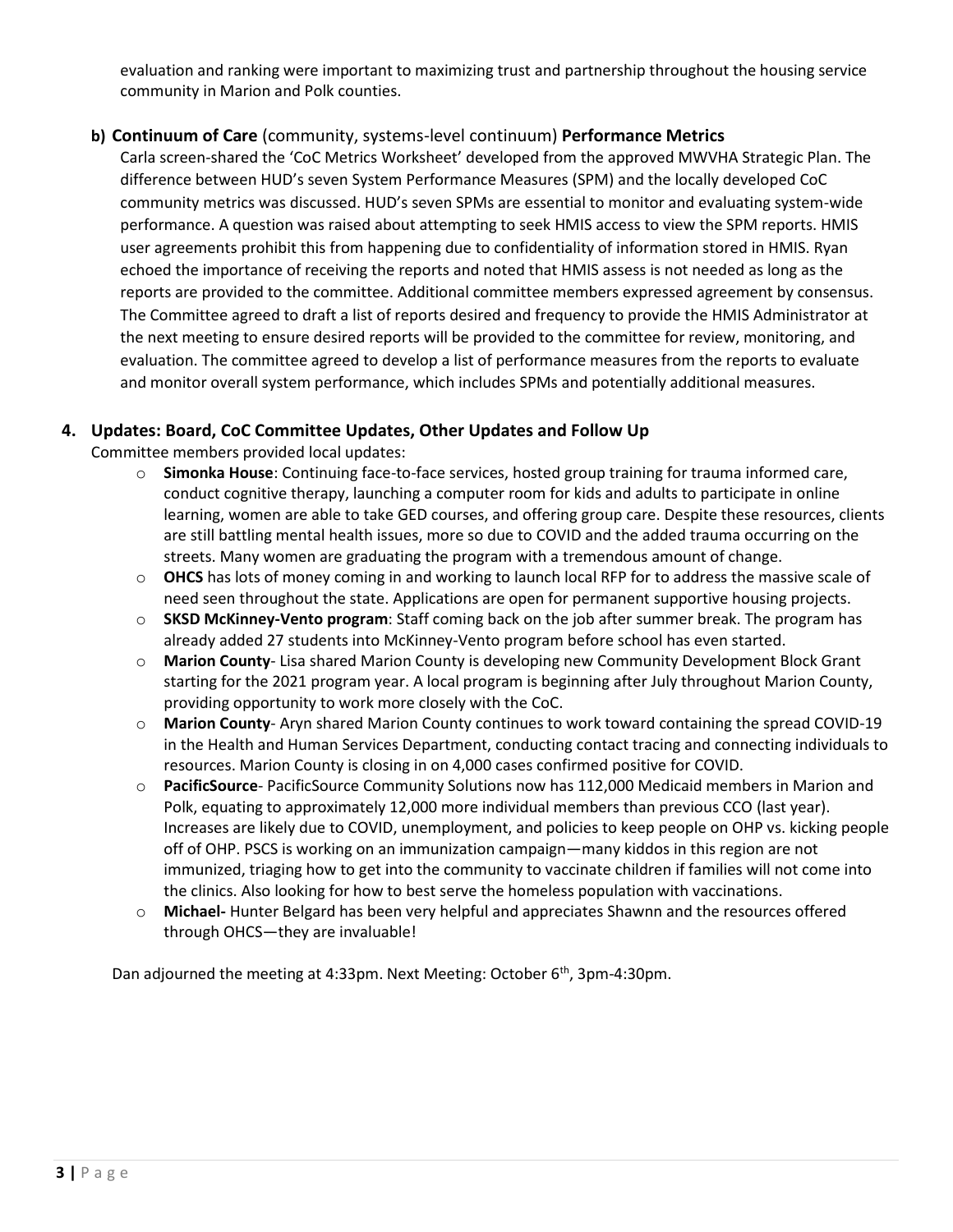evaluation and ranking were important to maximizing trust and partnership throughout the housing service community in Marion and Polk counties.

### b) Continuum of Care (community, systems-level continuum) Performance Metrics

Carla screen-shared the 'CoC Metrics Worksheet' developed from the approved MWVHA Strategic Plan. The difference between HUD's seven System Performance Measures (SPM) and the locally developed CoC community metrics was discussed. HUD's seven SPMs are essential to monitor and evaluating system-wide performance. A question was raised about attempting to seek HMIS access to view the SPM reports. HMIS user agreements prohibit this from happening due to confidentiality of information stored in HMIS. Ryan echoed the importance of receiving the reports and noted that HMIS assess is not needed as long as the reports are provided to the committee. Additional committee members expressed agreement by consensus. The Committee agreed to draft a list of reports desired and frequency to provide the HMIS Administrator at the next meeting to ensure desired reports will be provided to the committee for review, monitoring, and evaluation. The committee agreed to develop a list of performance measures from the reports to evaluate and monitor overall system performance, which includes SPMs and potentially additional measures.

## 4. Updates: Board, CoC Committee Updates, Other Updates and Follow Up

Committee members provided local updates:

- **Simonka House**: Continuing face-to-face services, hosted group training for trauma informed care, conduct cognitive therapy, launching a computer room for kids and adults to participate in online learning, women are able to take GED courses, and offering group care. Despite these resources, clients are still battling mental health issues, more so due to COVID and the added trauma occurring on the streets. Many women are graduating the program with a tremendous amount of change.
- **OHCS** has lots of money coming in and working to launch local RFP for to address the massive scale of need seen throughout the state. Applications are open for permanent supportive housing projects.
- **SKSD McKinney-Vento program**: Staff coming back on the job after summer break. The program has already added 27 students into McKinney-Vento program before school has even started.
- **Marion County**- Lisa shared Marion County is developing new Community Development Block Grant starting for the 2021 program year. A local program is beginning after July throughout Marion County, providing opportunity to work more closely with the CoC.
- **Marion County**- Aryn shared Marion County continues to work toward containing the spread COVID-19 in the Health and Human Services Department, conducting contact tracing and connecting individuals to resources. Marion County is closing in on 4,000 cases confirmed positive for COVID.
- **PacificSource**- PacificSource Community Solutions now has 112,000 Medicaid members in Marion and Polk, equating to approximately 12,000 more individual members than previous CCO (last year). Increases are likely due to COVID, unemployment, and policies to keep people on OHP vs. kicking people off of OHP. PSCS is working on an immunization campaign—many kiddos in this region are not immunized, triaging how to get into the community to vaccinate children if families will not come into the clinics. Also looking for how to best serve the homeless population with vaccinations.
- **Michael-** Hunter Belgard has been very helpful and appreciates Shawnn and the resources offered through OHCS—they are invaluable!

Dan adjourned the meeting at 4:33pm. Next Meeting: October 6th, 3pm-4:30pm.